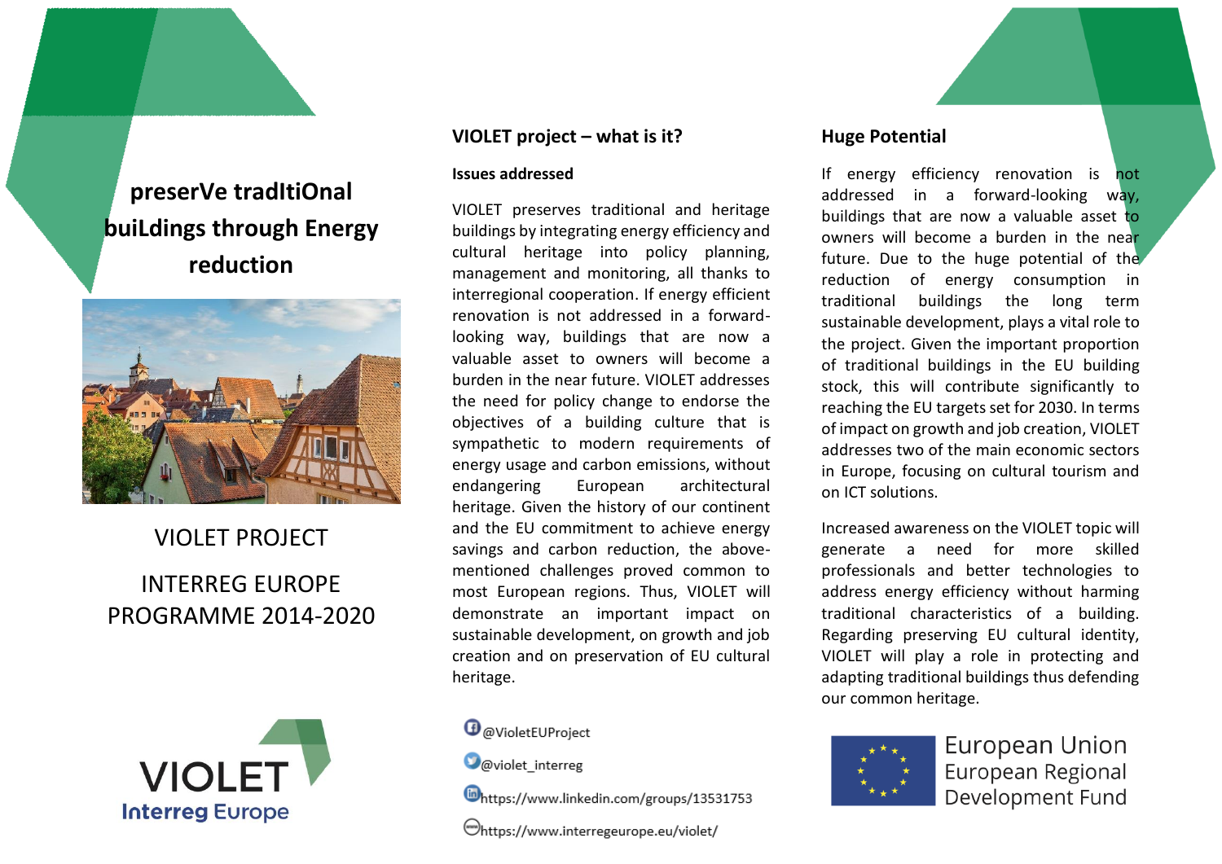# preserVe tradItiOnal buiLdings through Energy reduction

VIOLET PROJECT

INTERREG EUROPE PROGRAMME 2014-2020

VIOLET

Interreg Europe

## VIOLET project – what is it?

### Issues addressed

VIOLET preserves traditional and heritage buildings by integrating energy efficiency and cultural heritage into policy planning, management and monitoring, all thanks to interregional cooperation. If energy efficient renovation is not addressed in a forward-looking way, buildings that are now a valuable asset to owners will become a burden in the near future. VIOLET addresses the need for policy change to endorse the objectives of a building culture that is sympathetic to modern requirements of energy usage and carbon emissions, without endangering European architectural heritage. Given the history of our continent and the EU commitment to achieve energy savings and carbon reduction, the above-mentioned challenges proved common to most European regions. Thus, VIOLET will demonstrate an important impact on sustainable development, on growth and job creation and on preservation of EU cultural heritage.

@VioletEUProject

@violet_interreg

https://www.linkedin.com/groups/13531753

https://www.interregeurope.eu/violet/

## Huge Potential

If energy efficiency renovation is not addressed in a forward-looking way, buildings that are now a valuable asset to owners will become a burden in the near future. Due to the huge potential of the reduction of energy consumption in traditional buildings the long term sustainable development, plays a vital role to the project. Given the important proportion of traditional buildings in the EU building stock, this will contribute significantly to reaching the EU targets set for 2030. In terms of impact on growth and job creation, VIOLET addresses two of the main economic sectors in Europe, focusing on cultural tourism and on ICT solutions.

Increased awareness on the VIOLET topic will generate a need for more skilled professionals and better technologies to address energy efficiency without harming traditional characteristics of a building. Regarding preserving EU cultural identity, VIOLET will play a role in protecting and adapting traditional buildings thus defending our common heritage.

European Union
European Regional
Development Fund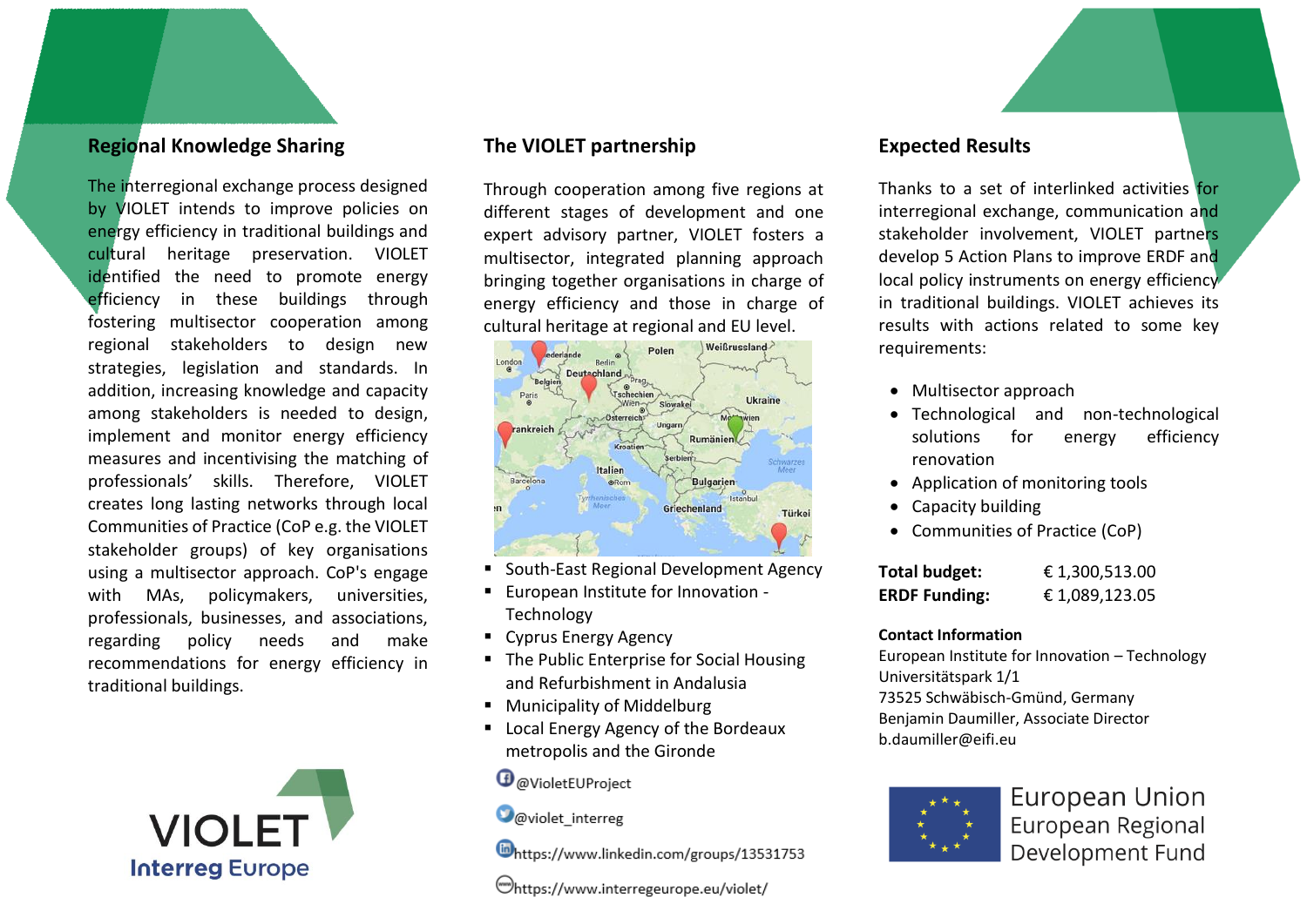## Regional Knowledge Sharing

The interregional exchange process designed by VIOLET intends to improve policies on energy efficiency in traditional buildings and cultural heritage preservation. VIOLET identified the need to promote energy efficiency in these buildings through fostering multisector cooperation among regional stakeholders to design new strategies, legislation and standards. In addition, increasing knowledge and capacity among stakeholders is needed to design, implement and monitor energy efficiency measures and incentivising the matching of professionals' skills. Therefore, VIOLET creates long lasting networks through local Communities of Practice (CoP e.g. the VIOLET stakeholder groups) of key organisations using a multisector approach. CoP's engage with MAs, policymakers, universities, professionals, businesses, and associations, regarding policy needs and make recommendations for energy efficiency in traditional buildings.

VIOLET
Interreg Europe

## The VIOLET partnership

Through cooperation among five regions at different stages of development and one expert advisory partner, VIOLET fosters a multisector, integrated planning approach bringing together organisations in charge of energy efficiency and those in charge of cultural heritage at regional and EU level.

- South-East Regional Development Agency
- European Institute for Innovation - Technology
- Cyprus Energy Agency
- The Public Enterprise for Social Housing and Refurbishment in Andalusia
- Municipality of Middelburg
- Local Energy Agency of the Bordeaux metropolis and the Gironde

@VioletEUProject

@violet_interreg

https://www.linkedin.com/groups/13531753

https://www.interregeurope.eu/violet/

## Expected Results

Thanks to a set of interlinked activities for interregional exchange, communication and stakeholder involvement, VIOLET partners develop 5 Action Plans to improve ERDF and local policy instruments on energy efficiency in traditional buildings. VIOLET achieves its results with actions related to some key requirements:

- Multisector approach
- Technological and non-technological solutions for energy efficiency renovation
- Application of monitoring tools
- Capacity building
- Communities of Practice (CoP)

**Total budget:** € 1,300,513.00
**ERDF Funding:** € 1,089,123.05

**Contact Information**
European Institute for Innovation – Technology
Universitätspark 1/1
73525 Schwäbisch-Gmünd, Germany
Benjamin Daumiller, Associate Director
b.daumiller@eifi.eu

European Union
European Regional Development Fund